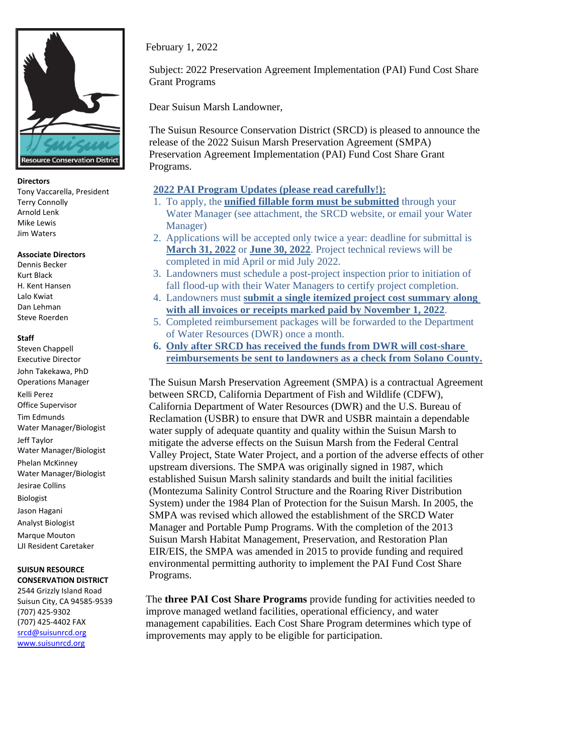Resource Conservation District

**Directors**
Tony Vaccarella, President
Terry Connolly
Arnold Lenk
Mike Lewis
Jim Waters

**Associate Directors**
Dennis Becker
Kurt Black
H. Kent Hansen
Lalo Kwiat
Dan Lehman
Steve Roerden

**Staff**
Steven Chappell
Executive Director
John Takekawa, PhD
Operations Manager
Kelli Perez
Office Supervisor
Tim Edmunds
Water Manager/Biologist
Jeff Taylor
Water Manager/Biologist
Phelan McKinney
Water Manager/Biologist
Jesirae Collins
Biologist
Jason Hagani
Analyst Biologist
Marque Mouton
LJI Resident Caretaker

**SUISUN RESOURCE CONSERVATION DISTRICT**
2544 Grizzly Island Road
Suisun City, CA 94585-9539
(707) 425-9302
(707) 425-4402 FAX
srcd@suisunrcd.org
www.suisunrcd.org

February 1, 2022

Subject: 2022 Preservation Agreement Implementation (PAI) Fund Cost Share Grant Programs

Dear Suisun Marsh Landowner,

The Suisun Resource Conservation District (SRCD) is pleased to announce the release of the 2022 Suisun Marsh Preservation Agreement (SMPA) Preservation Agreement Implementation (PAI) Fund Cost Share Grant Programs.

**2022 PAI Program Updates (please read carefully!):**

1. To apply, the **unified fillable form must be submitted** through your Water Manager (see attachment, the SRCD website, or email your Water Manager)
2. Applications will be accepted only twice a year: deadline for submittal is **March 31, 2022** or **June 30, 2022**. Project technical reviews will be completed in mid April or mid July 2022.
3. Landowners must schedule a post-project inspection prior to initiation of fall flood-up with their Water Managers to certify project completion.
4. Landowners must **submit a single itemized project cost summary along with all invoices or receipts marked paid by November 1, 2022**.
5. Completed reimbursement packages will be forwarded to the Department of Water Resources (DWR) once a month.
6. **Only after SRCD has received the funds from DWR will cost-share reimbursements be sent to landowners as a check from Solano County.**

The Suisun Marsh Preservation Agreement (SMPA) is a contractual Agreement between SRCD, California Department of Fish and Wildlife (CDFW), California Department of Water Resources (DWR) and the U.S. Bureau of Reclamation (USBR) to ensure that DWR and USBR maintain a dependable water supply of adequate quantity and quality within the Suisun Marsh to mitigate the adverse effects on the Suisun Marsh from the Federal Central Valley Project, State Water Project, and a portion of the adverse effects of other upstream diversions. The SMPA was originally signed in 1987, which established Suisun Marsh salinity standards and built the initial facilities (Montezuma Salinity Control Structure and the Roaring River Distribution System) under the 1984 Plan of Protection for the Suisun Marsh. In 2005, the SMPA was revised which allowed the establishment of the SRCD Water Manager and Portable Pump Programs. With the completion of the 2013 Suisun Marsh Habitat Management, Preservation, and Restoration Plan EIR/EIS, the SMPA was amended in 2015 to provide funding and required environmental permitting authority to implement the PAI Fund Cost Share Programs.

The **three PAI Cost Share Programs** provide funding for activities needed to improve managed wetland facilities, operational efficiency, and water management capabilities. Each Cost Share Program determines which type of improvements may apply to be eligible for participation.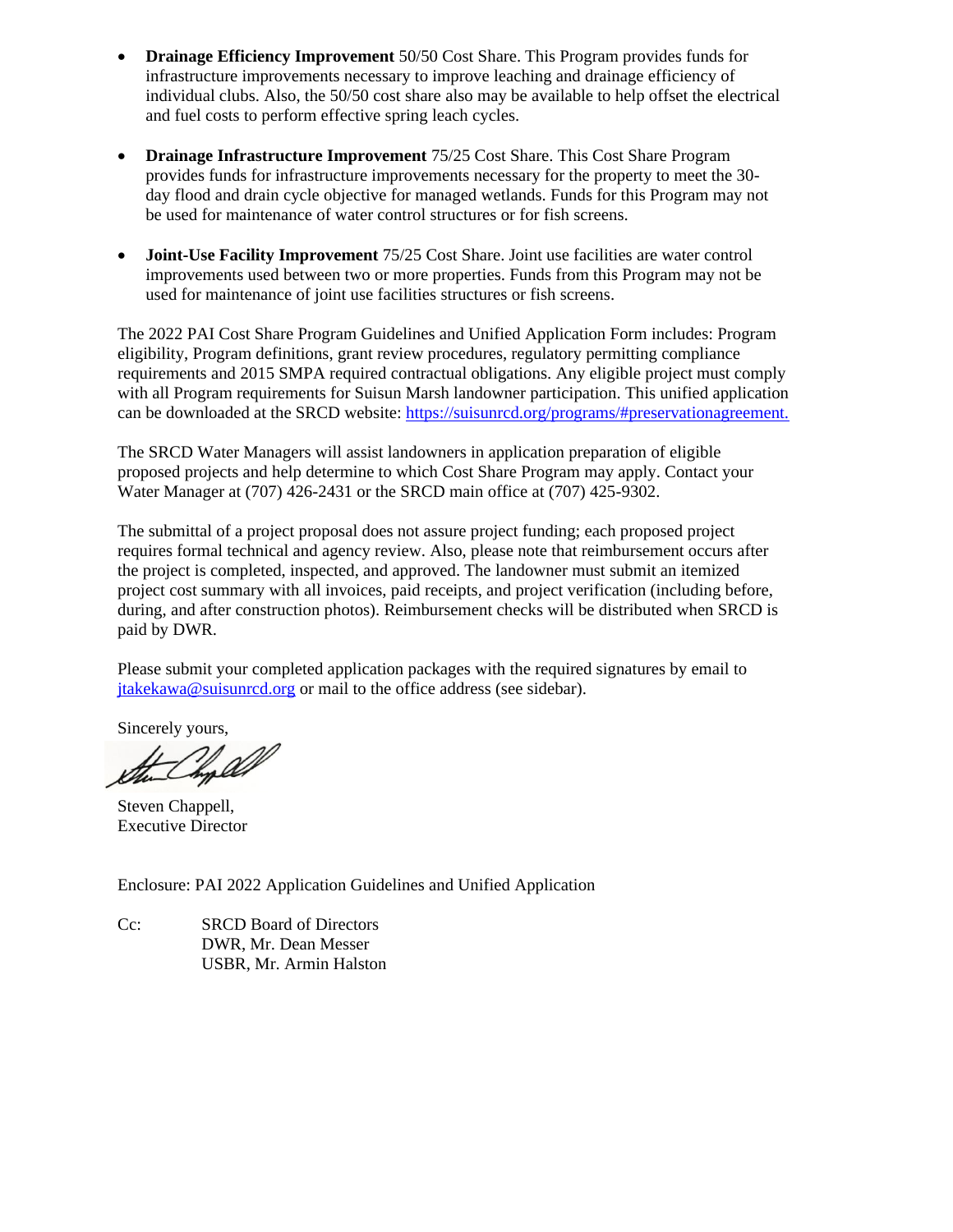- **Drainage Efficiency Improvement** 50/50 Cost Share. This Program provides funds for infrastructure improvements necessary to improve leaching and drainage efficiency of individual clubs. Also, the 50/50 cost share also may be available to help offset the electrical and fuel costs to perform effective spring leach cycles.

- **Drainage Infrastructure Improvement** 75/25 Cost Share. This Cost Share Program provides funds for infrastructure improvements necessary for the property to meet the 30-day flood and drain cycle objective for managed wetlands. Funds for this Program may not be used for maintenance of water control structures or for fish screens.

- **Joint-Use Facility Improvement** 75/25 Cost Share. Joint use facilities are water control improvements used between two or more properties. Funds from this Program may not be used for maintenance of joint use facilities structures or fish screens.

The 2022 PAI Cost Share Program Guidelines and Unified Application Form includes: Program eligibility, Program definitions, grant review procedures, regulatory permitting compliance requirements and 2015 SMPA required contractual obligations. Any eligible project must comply with all Program requirements for Suisun Marsh landowner participation. This unified application can be downloaded at the SRCD website: https://suisunrcd.org/programs/#preservationagreement.

The SRCD Water Managers will assist landowners in application preparation of eligible proposed projects and help determine to which Cost Share Program may apply. Contact your Water Manager at (707) 426-2431 or the SRCD main office at (707) 425-9302.

The submittal of a project proposal does not assure project funding; each proposed project requires formal technical and agency review. Also, please note that reimbursement occurs after the project is completed, inspected, and approved. The landowner must submit an itemized project cost summary with all invoices, paid receipts, and project verification (including before, during, and after construction photos). Reimbursement checks will be distributed when SRCD is paid by DWR.

Please submit your completed application packages with the required signatures by email to jtakekawa@suisunrcd.org or mail to the office address (see sidebar).

Sincerely yours,

Steven Chappell,
Executive Director

Enclosure: PAI 2022 Application Guidelines and Unified Application

Cc: SRCD Board of Directors
DWR, Mr. Dean Messer
USBR, Mr. Armin Halston